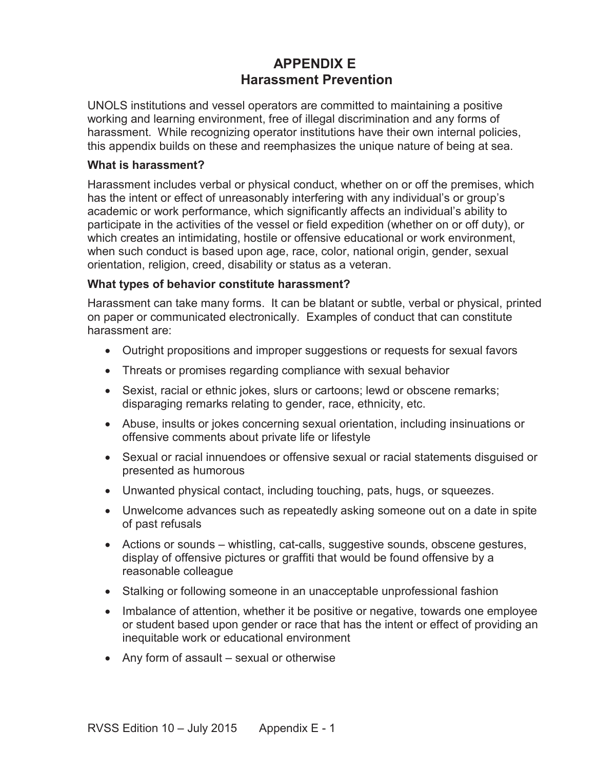# APPENDIX E
# Harassment Prevention

UNOLS institutions and vessel operators are committed to maintaining a positive working and learning environment, free of illegal discrimination and any forms of harassment. While recognizing operator institutions have their own internal policies, this appendix builds on these and reemphasizes the unique nature of being at sea.

### What is harassment?

Harassment includes verbal or physical conduct, whether on or off the premises, which has the intent or effect of unreasonably interfering with any individual's or group's academic or work performance, which significantly affects an individual's ability to participate in the activities of the vessel or field expedition (whether on or off duty), or which creates an intimidating, hostile or offensive educational or work environment, when such conduct is based upon age, race, color, national origin, gender, sexual orientation, religion, creed, disability or status as a veteran.

### What types of behavior constitute harassment?

Harassment can take many forms. It can be blatant or subtle, verbal or physical, printed on paper or communicated electronically. Examples of conduct that can constitute harassment are:

- Outright propositions and improper suggestions or requests for sexual favors
- Threats or promises regarding compliance with sexual behavior
- Sexist, racial or ethnic jokes, slurs or cartoons; lewd or obscene remarks; disparaging remarks relating to gender, race, ethnicity, etc.
- Abuse, insults or jokes concerning sexual orientation, including insinuations or offensive comments about private life or lifestyle
- Sexual or racial innuendoes or offensive sexual or racial statements disguised or presented as humorous
- Unwanted physical contact, including touching, pats, hugs, or squeezes.
- Unwelcome advances such as repeatedly asking someone out on a date in spite of past refusals
- Actions or sounds – whistling, cat-calls, suggestive sounds, obscene gestures, display of offensive pictures or graffiti that would be found offensive by a reasonable colleague
- Stalking or following someone in an unacceptable unprofessional fashion
- Imbalance of attention, whether it be positive or negative, towards one employee or student based upon gender or race that has the intent or effect of providing an inequitable work or educational environment
- Any form of assault – sexual or otherwise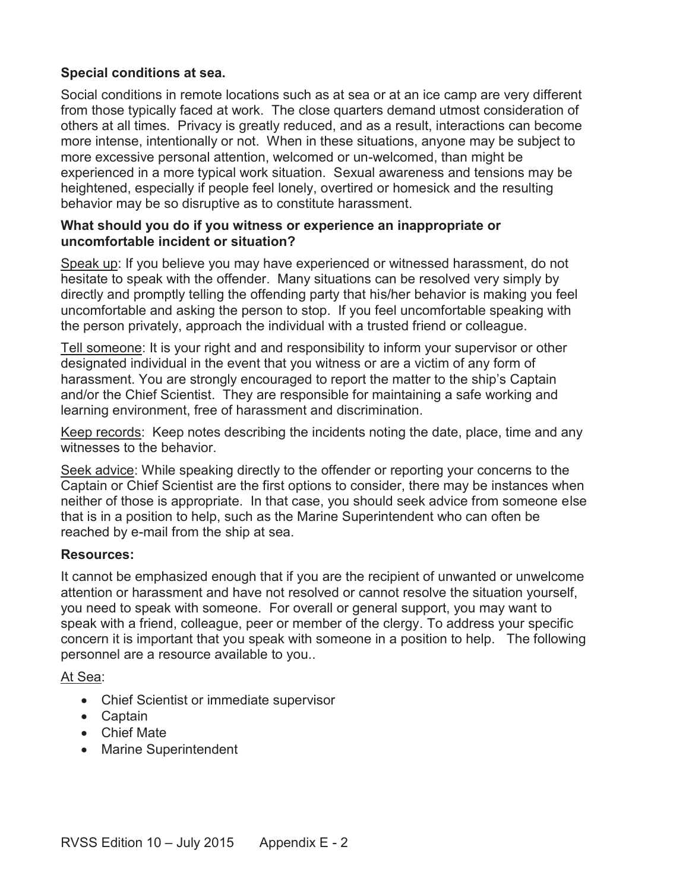**Special conditions at sea.**

Social conditions in remote locations such as at sea or at an ice camp are very different from those typically faced at work. The close quarters demand utmost consideration of others at all times. Privacy is greatly reduced, and as a result, interactions can become more intense, intentionally or not. When in these situations, anyone may be subject to more excessive personal attention, welcomed or un-welcomed, than might be experienced in a more typical work situation. Sexual awareness and tensions may be heightened, especially if people feel lonely, overtired or homesick and the resulting behavior may be so disruptive as to constitute harassment.

**What should you do if you witness or experience an inappropriate or uncomfortable incident or situation?**

Speak up: If you believe you may have experienced or witnessed harassment, do not hesitate to speak with the offender. Many situations can be resolved very simply by directly and promptly telling the offending party that his/her behavior is making you feel uncomfortable and asking the person to stop. If you feel uncomfortable speaking with the person privately, approach the individual with a trusted friend or colleague.

Tell someone: It is your right and and responsibility to inform your supervisor or other designated individual in the event that you witness or are a victim of any form of harassment. You are strongly encouraged to report the matter to the ship's Captain and/or the Chief Scientist. They are responsible for maintaining a safe working and learning environment, free of harassment and discrimination.

Keep records: Keep notes describing the incidents noting the date, place, time and any witnesses to the behavior.

Seek advice: While speaking directly to the offender or reporting your concerns to the Captain or Chief Scientist are the first options to consider, there may be instances when neither of those is appropriate. In that case, you should seek advice from someone else that is in a position to help, such as the Marine Superintendent who can often be reached by e-mail from the ship at sea.

**Resources:**

It cannot be emphasized enough that if you are the recipient of unwanted or unwelcome attention or harassment and have not resolved or cannot resolve the situation yourself, you need to speak with someone. For overall or general support, you may want to speak with a friend, colleague, peer or member of the clergy. To address your specific concern it is important that you speak with someone in a position to help. The following personnel are a resource available to you..

At Sea:

- Chief Scientist or immediate supervisor
- Captain
- Chief Mate
- Marine Superintendent